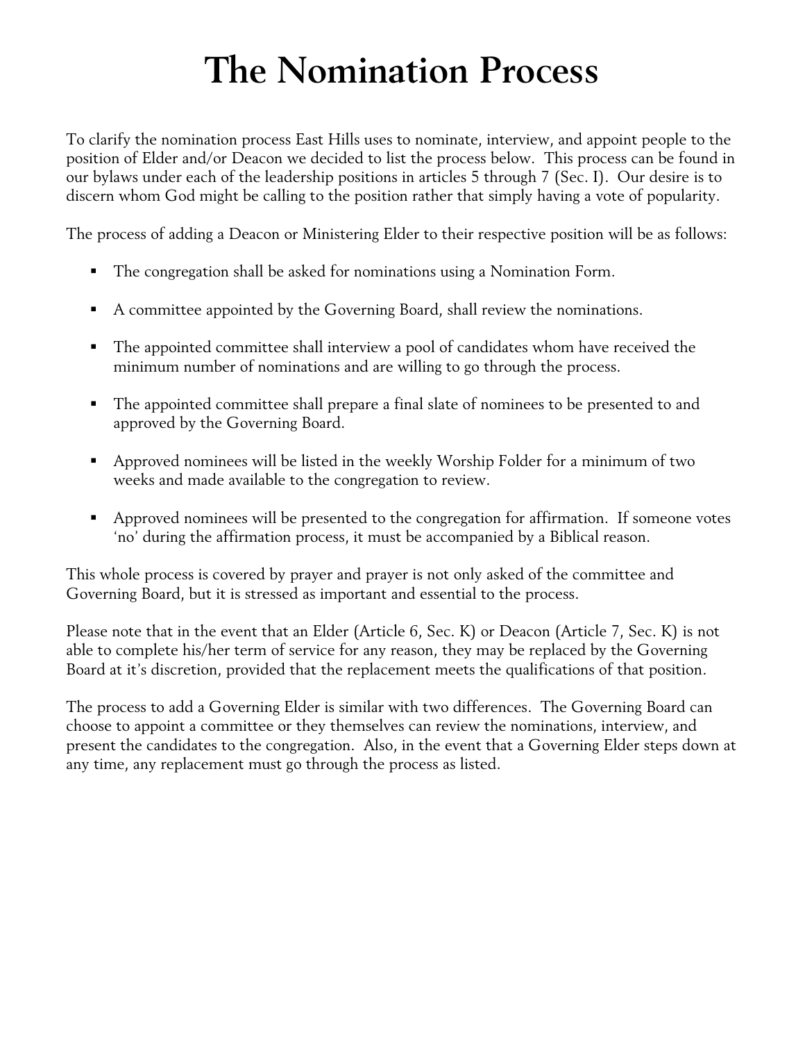# The Nomination Process

To clarify the nomination process East Hills uses to nominate, interview, and appoint people to the position of Elder and/or Deacon we decided to list the process below. This process can be found in our bylaws under each of the leadership positions in articles 5 through 7 (Sec. I). Our desire is to discern whom God might be calling to the position rather that simply having a vote of popularity.

The process of adding a Deacon or Ministering Elder to their respective position will be as follows:

- The congregation shall be asked for nominations using a Nomination Form.
- A committee appointed by the Governing Board, shall review the nominations.
- The appointed committee shall interview a pool of candidates whom have received the minimum number of nominations and are willing to go through the process.
- The appointed committee shall prepare a final slate of nominees to be presented to and approved by the Governing Board.
- Approved nominees will be listed in the weekly Worship Folder for a minimum of two weeks and made available to the congregation to review.
- Approved nominees will be presented to the congregation for affirmation. If someone votes 'no' during the affirmation process, it must be accompanied by a Biblical reason.

This whole process is covered by prayer and prayer is not only asked of the committee and Governing Board, but it is stressed as important and essential to the process.

Please note that in the event that an Elder (Article 6, Sec. K) or Deacon (Article 7, Sec. K) is not able to complete his/her term of service for any reason, they may be replaced by the Governing Board at it's discretion, provided that the replacement meets the qualifications of that position.

The process to add a Governing Elder is similar with two differences. The Governing Board can choose to appoint a committee or they themselves can review the nominations, interview, and present the candidates to the congregation. Also, in the event that a Governing Elder steps down at any time, any replacement must go through the process as listed.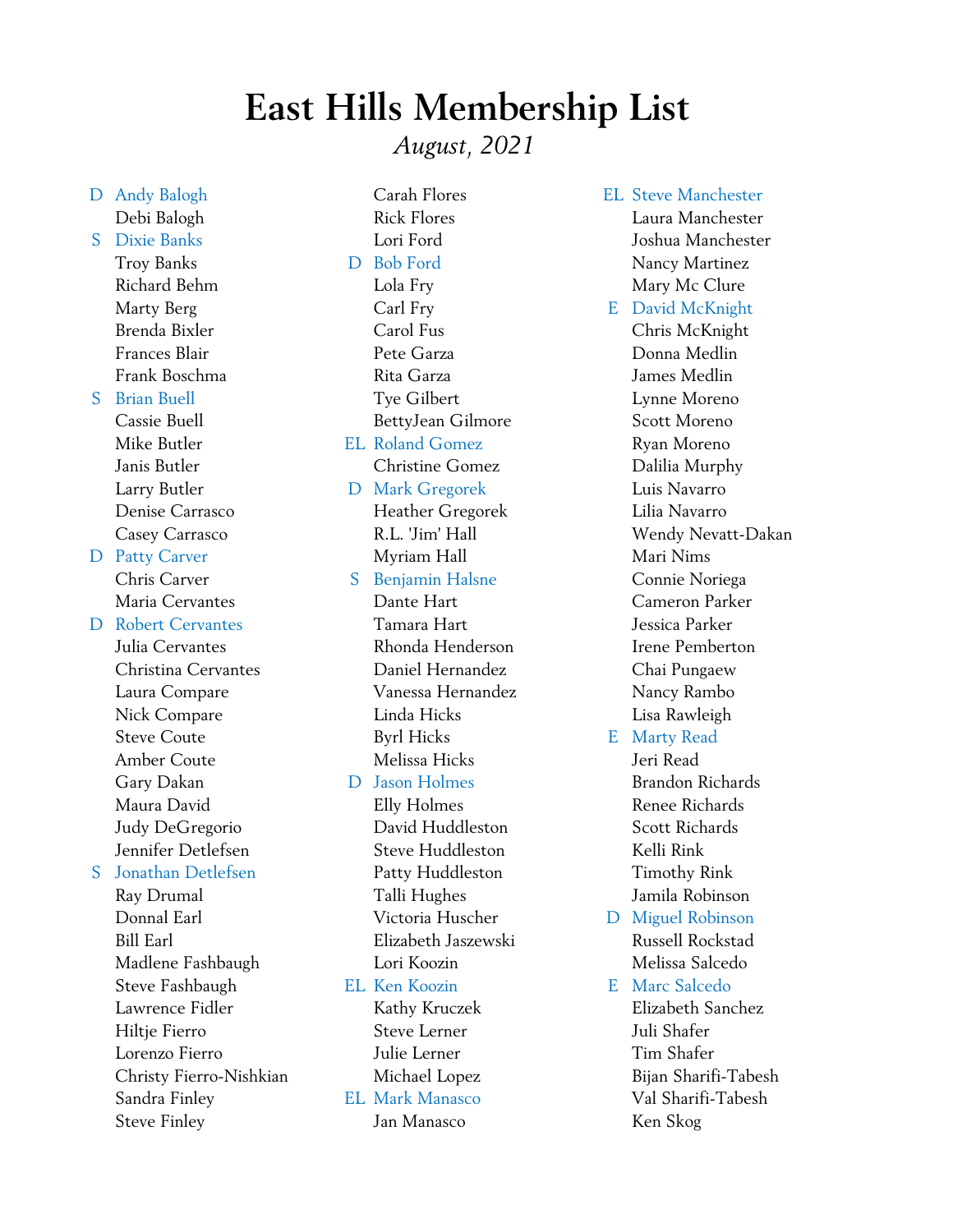# East Hills Membership List

*August, 2021*

D Andy Balogh
Debi Balogh
S Dixie Banks
Troy Banks
Richard Behm
Marty Berg
Brenda Bixler
Frances Blair
Frank Boschma
S Brian Buell
Cassie Buell
Mike Butler
Janis Butler
Larry Butler
Denise Carrasco
Casey Carrasco
D Patty Carver
Chris Carver
Maria Cervantes
D Robert Cervantes
Julia Cervantes
Christina Cervantes
Laura Compare
Nick Compare
Steve Coute
Amber Coute
Gary Dakan
Maura David
Judy DeGregorio
Jennifer Detlefsen
S Jonathan Detlefsen
Ray Drumal
Donnal Earl
Bill Earl
Madlene Fashbaugh
Steve Fashbaugh
Lawrence Fidler
Hiltje Fierro
Lorenzo Fierro
Christy Fierro-Nishkian
Sandra Finley
Steve Finley
Carah Flores
Rick Flores
Lori Ford
D Bob Ford
Lola Fry
Carl Fry
Carol Fus
Pete Garza
Rita Garza
Tye Gilbert
BettyJean Gilmore
EL Roland Gomez
Christine Gomez
D Mark Gregorek
Heather Gregorek
R.L. 'Jim' Hall
Myriam Hall
S Benjamin Halsne
Dante Hart
Tamara Hart
Rhonda Henderson
Daniel Hernandez
Vanessa Hernandez
Linda Hicks
Byrl Hicks
Melissa Hicks
D Jason Holmes
Elly Holmes
David Huddleston
Steve Huddleston
Patty Huddleston
Talli Hughes
Victoria Huscher
Elizabeth Jaszewski
Lori Koozin
EL Ken Koozin
Kathy Kruczek
Steve Lerner
Julie Lerner
Michael Lopez
EL Mark Manasco
Jan Manasco
EL Steve Manchester
Laura Manchester
Joshua Manchester
Nancy Martinez
Mary Mc Clure
E David McKnight
Chris McKnight
Donna Medlin
James Medlin
Lynne Moreno
Scott Moreno
Ryan Moreno
Dalilia Murphy
Luis Navarro
Lilia Navarro
Wendy Nevatt-Dakan
Mari Nims
Connie Noriega
Cameron Parker
Jessica Parker
Irene Pemberton
Chai Pungaew
Nancy Rambo
Lisa Rawleigh
E Marty Read
Jeri Read
Brandon Richards
Renee Richards
Scott Richards
Kelli Rink
Timothy Rink
Jamila Robinson
D Miguel Robinson
Russell Rockstad
Melissa Salcedo
E Marc Salcedo
Elizabeth Sanchez
Juli Shafer
Tim Shafer
Bijan Sharifi-Tabesh
Val Sharifi-Tabesh
Ken Skog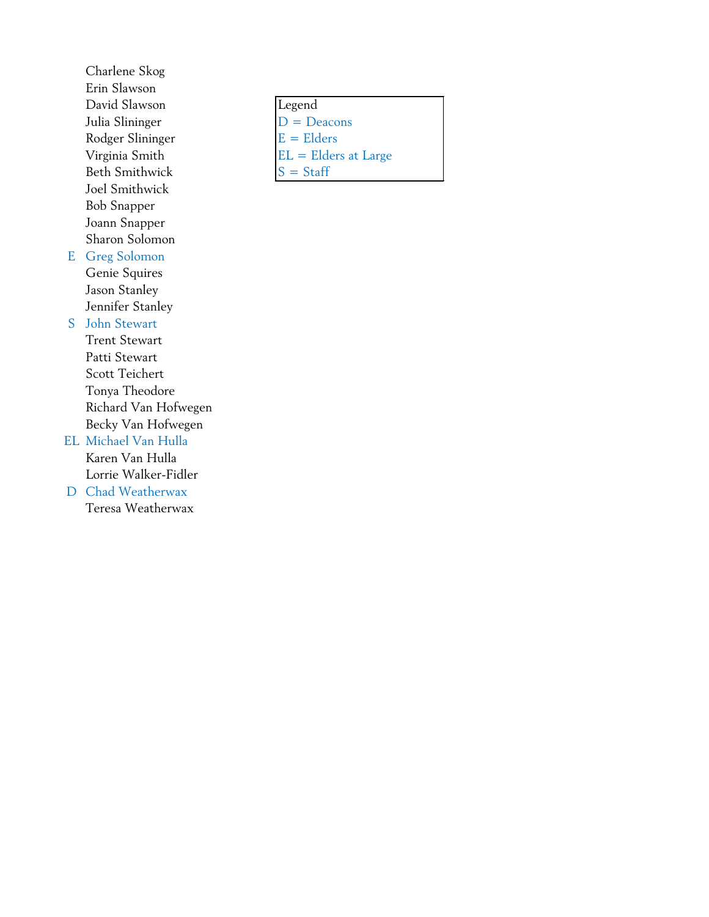| | |
|---|---|
| | Charlene Skog |
| | Erin Slawson |
| | David Slawson |
| | Julia Slininger |
| | Rodger Slininger |
| | Virginia Smith |
| | Beth Smithwick |
| | Joel Smithwick |
| | Bob Snapper |
| | Joann Snapper |
| | Sharon Solomon |
| E | Greg Solomon |
| | Genie Squires |
| | Jason Stanley |
| | Jennifer Stanley |
| S | John Stewart |
| | Trent Stewart |
| | Patti Stewart |
| | Scott Teichert |
| | Tonya Theodore |
| | Richard Van Hofwegen |
| | Becky Van Hofwegen |
| EL | Michael Van Hulla |
| | Karen Van Hulla |
| | Lorrie Walker-Fidler |
| D | Chad Weatherwax |
| | Teresa Weatherwax |

| Legend |
|---|
| D = Deacons |
| E = Elders |
| EL = Elders at Large |
| S = Staff |